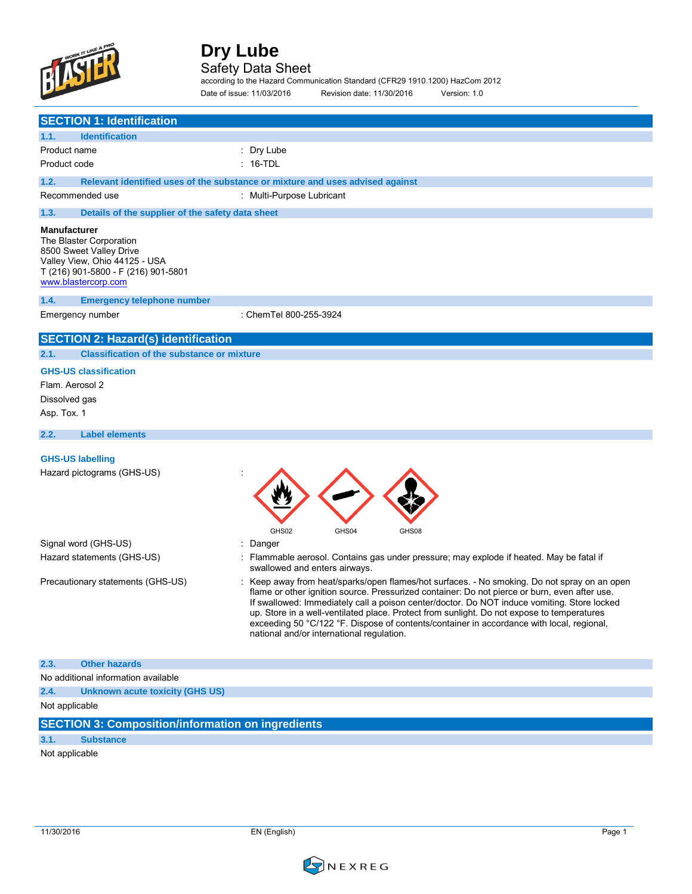# Dry Lube

Safety Data Sheet

according to the Hazard Communication Standard (CFR29 1910.1200) HazCom 2012

Date of issue: 11/03/2016 Revision date: 11/30/2016 Version: 1.0

## SECTION 1: Identification

### 1.1. Identification

Product name : Dry Lube

Product code : 16-TDL

### 1.2. Relevant identified uses of the substance or mixture and uses advised against

Recommended use : Multi-Purpose Lubricant

### 1.3. Details of the supplier of the safety data sheet

**Manufacturer**
The Blaster Corporation
8500 Sweet Valley Drive
Valley View, Ohio 44125 - USA
T (216) 901-5800 - F (216) 901-5801
www.blastercorp.com

### 1.4. Emergency telephone number

Emergency number : ChemTel 800-255-3924

## SECTION 2: Hazard(s) identification

### 2.1. Classification of the substance or mixture

**GHS-US classification**

Flam. Aerosol 2

Dissolved gas

Asp. Tox. 1

### 2.2. Label elements

**GHS-US labelling**

Hazard pictograms (GHS-US) : GHS02 GHS04 GHS08

Signal word (GHS-US) : Danger

Hazard statements (GHS-US) : Flammable aerosol. Contains gas under pressure; may explode if heated. May be fatal if swallowed and enters airways.

Precautionary statements (GHS-US) : Keep away from heat/sparks/open flames/hot surfaces. - No smoking. Do not spray on an open flame or other ignition source. Pressurized container: Do not pierce or burn, even after use. If swallowed: Immediately call a poison center/doctor. Do NOT induce vomiting. Store locked up. Store in a well-ventilated place. Protect from sunlight. Do not expose to temperatures exceeding 50 °C/122 °F. Dispose of contents/container in accordance with local, regional, national and/or international regulation.

### 2.3. Other hazards

No additional information available

### 2.4. Unknown acute toxicity (GHS US)

Not applicable

## SECTION 3: Composition/information on ingredients

### 3.1. Substance

Not applicable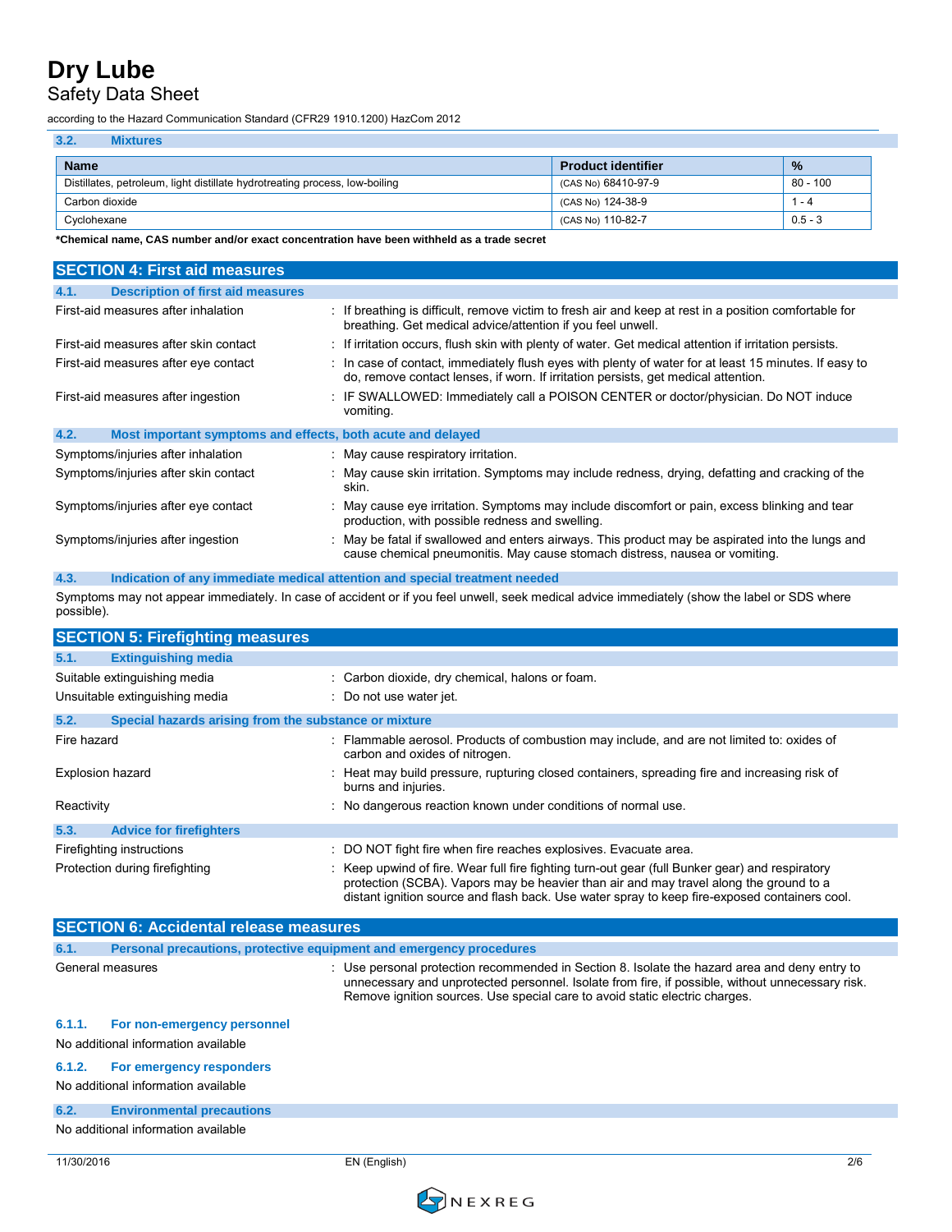### 3.2. Mixtures

| Name | Product identifier | % |
|---|---|---|
| Distillates, petroleum, light distillate hydrotreating process, low-boiling | (CAS No) 68410-97-9 | 80 - 100 |
| Carbon dioxide | (CAS No) 124-38-9 | 1 - 4 |
| Cyclohexane | (CAS No) 110-82-7 | 0.5 - 3 |

**\*Chemical name, CAS number and/or exact concentration have been withheld as a trade secret**

## SECTION 4: First aid measures

### 4.1. Description of first aid measures

First-aid measures after inhalation : If breathing is difficult, remove victim to fresh air and keep at rest in a position comfortable for breathing. Get medical advice/attention if you feel unwell.

First-aid measures after skin contact : If irritation occurs, flush skin with plenty of water. Get medical attention if irritation persists.

First-aid measures after eye contact : In case of contact, immediately flush eyes with plenty of water for at least 15 minutes. If easy to do, remove contact lenses, if worn. If irritation persists, get medical attention.

First-aid measures after ingestion : IF SWALLOWED: Immediately call a POISON CENTER or doctor/physician. Do NOT induce vomiting.

### 4.2. Most important symptoms and effects, both acute and delayed

Symptoms/injuries after inhalation : May cause respiratory irritation.

Symptoms/injuries after skin contact : May cause skin irritation. Symptoms may include redness, drying, defatting and cracking of the skin.

Symptoms/injuries after eye contact : May cause eye irritation. Symptoms may include discomfort or pain, excess blinking and tear production, with possible redness and swelling.

Symptoms/injuries after ingestion : May be fatal if swallowed and enters airways. This product may be aspirated into the lungs and cause chemical pneumonitis. May cause stomach distress, nausea or vomiting.

### 4.3. Indication of any immediate medical attention and special treatment needed

Symptoms may not appear immediately. In case of accident or if you feel unwell, seek medical advice immediately (show the label or SDS where possible).

## SECTION 5: Firefighting measures

### 5.1. Extinguishing media

Suitable extinguishing media : Carbon dioxide, dry chemical, halons or foam.

Unsuitable extinguishing media : Do not use water jet.

### 5.2. Special hazards arising from the substance or mixture

Fire hazard : Flammable aerosol. Products of combustion may include, and are not limited to: oxides of carbon and oxides of nitrogen.

Explosion hazard : Heat may build pressure, rupturing closed containers, spreading fire and increasing risk of burns and injuries.

Reactivity : No dangerous reaction known under conditions of normal use.

### 5.3. Advice for firefighters

Firefighting instructions : DO NOT fight fire when fire reaches explosives. Evacuate area.

Protection during firefighting : Keep upwind of fire. Wear full fire fighting turn-out gear (full Bunker gear) and respiratory protection (SCBA). Vapors may be heavier than air and may travel along the ground to a distant ignition source and flash back. Use water spray to keep fire-exposed containers cool.

## SECTION 6: Accidental release measures

### 6.1. Personal precautions, protective equipment and emergency procedures

General measures : Use personal protection recommended in Section 8. Isolate the hazard area and deny entry to unnecessary and unprotected personnel. Isolate from fire, if possible, without unnecessary risk. Remove ignition sources. Use special care to avoid static electric charges.

#### 6.1.1. For non-emergency personnel

No additional information available

#### 6.1.2. For emergency responders

No additional information available

### 6.2. Environmental precautions

No additional information available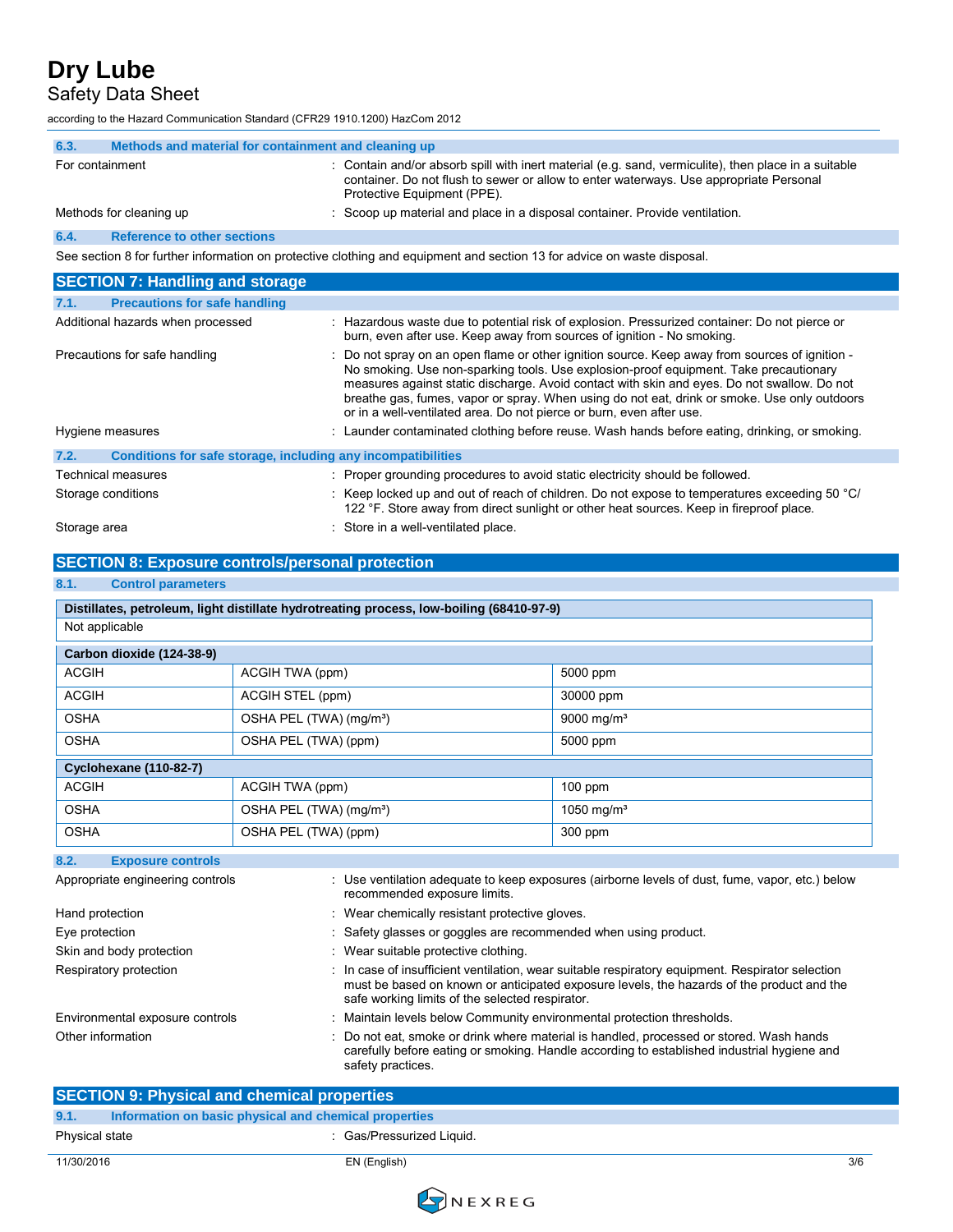#### 6.3. Methods and material for containment and cleaning up

For containment : Contain and/or absorb spill with inert material (e.g. sand, vermiculite), then place in a suitable container. Do not flush to sewer or allow to enter waterways. Use appropriate Personal Protective Equipment (PPE).

Methods for cleaning up : Scoop up material and place in a disposal container. Provide ventilation.

#### 6.4. Reference to other sections

See section 8 for further information on protective clothing and equipment and section 13 for advice on waste disposal.

## SECTION 7: Handling and storage

#### 7.1. Precautions for safe handling

Additional hazards when processed : Hazardous waste due to potential risk of explosion. Pressurized container: Do not pierce or burn, even after use. Keep away from sources of ignition - No smoking.

Precautions for safe handling : Do not spray on an open flame or other ignition source. Keep away from sources of ignition - No smoking. Use non-sparking tools. Use explosion-proof equipment. Take precautionary measures against static discharge. Avoid contact with skin and eyes. Do not swallow. Do not breathe gas, fumes, vapor or spray. When using do not eat, drink or smoke. Use only outdoors or in a well-ventilated area. Do not pierce or burn, even after use.

Hygiene measures : Launder contaminated clothing before reuse. Wash hands before eating, drinking, or smoking.

#### 7.2. Conditions for safe storage, including any incompatibilities

Technical measures : Proper grounding procedures to avoid static electricity should be followed.

Storage conditions : Keep locked up and out of reach of children. Do not expose to temperatures exceeding 50 °C/ 122 °F. Store away from direct sunlight or other heat sources. Keep in fireproof place.

Storage area : Store in a well-ventilated place.

## SECTION 8: Exposure controls/personal protection

#### 8.1. Control parameters

| **Distillates, petroleum, light distillate hydrotreating process, low-boiling (68410-97-9)** | | |
|---|---|---|
| Not applicable | | |

| **Carbon dioxide (124-38-9)** | | |
|---|---|---|
| ACGIH | ACGIH TWA (ppm) | 5000 ppm |
| ACGIH | ACGIH STEL (ppm) | 30000 ppm |
| OSHA | OSHA PEL (TWA) (mg/m³) | 9000 mg/m³ |
| OSHA | OSHA PEL (TWA) (ppm) | 5000 ppm |

| **Cyclohexane (110-82-7)** | | |
|---|---|---|
| ACGIH | ACGIH TWA (ppm) | 100 ppm |
| OSHA | OSHA PEL (TWA) (mg/m³) | 1050 mg/m³ |
| OSHA | OSHA PEL (TWA) (ppm) | 300 ppm |

#### 8.2. Exposure controls

Appropriate engineering controls : Use ventilation adequate to keep exposures (airborne levels of dust, fume, vapor, etc.) below recommended exposure limits.

Hand protection : Wear chemically resistant protective gloves.

Eye protection : Safety glasses or goggles are recommended when using product.

Skin and body protection : Wear suitable protective clothing.

Respiratory protection : In case of insufficient ventilation, wear suitable respiratory equipment. Respirator selection must be based on known or anticipated exposure levels, the hazards of the product and the safe working limits of the selected respirator.

Environmental exposure controls : Maintain levels below Community environmental protection thresholds.

Other information : Do not eat, smoke or drink where material is handled, processed or stored. Wash hands carefully before eating or smoking. Handle according to established industrial hygiene and safety practices.

## SECTION 9: Physical and chemical properties

#### 9.1. Information on basic physical and chemical properties

Physical state : Gas/Pressurized Liquid.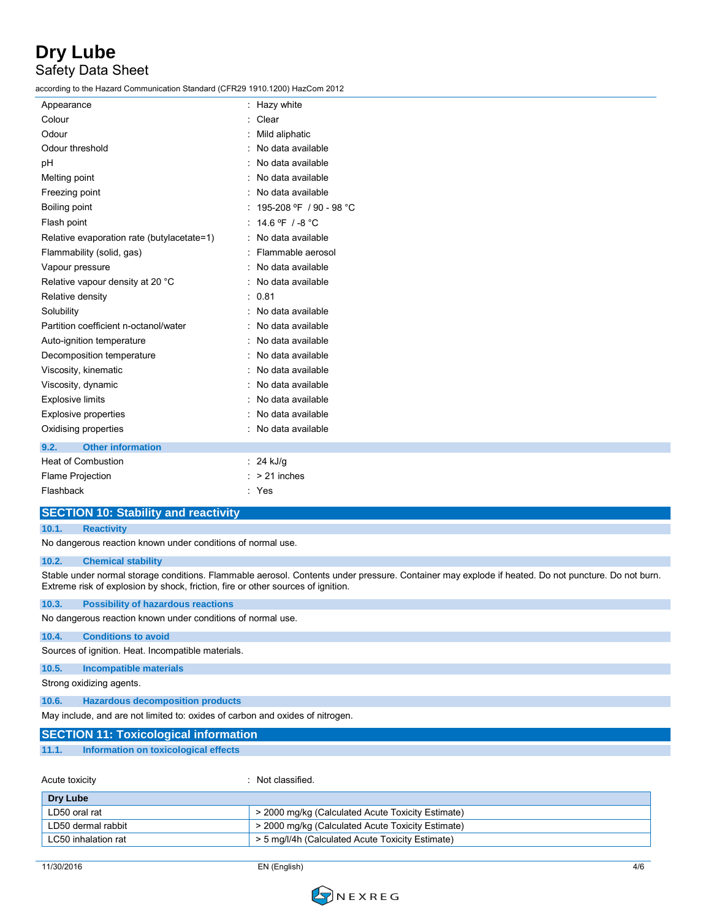| | |
|---|---|
| Appearance | : Hazy white |
| Colour | : Clear |
| Odour | : Mild aliphatic |
| Odour threshold | : No data available |
| pH | : No data available |
| Melting point | : No data available |
| Freezing point | : No data available |
| Boiling point | : 195-208 ºF / 90 - 98 °C |
| Flash point | : 14.6 ºF / -8 °C |
| Relative evaporation rate (butylacetate=1) | : No data available |
| Flammability (solid, gas) | : Flammable aerosol |
| Vapour pressure | : No data available |
| Relative vapour density at 20 °C | : No data available |
| Relative density | : 0.81 |
| Solubility | : No data available |
| Partition coefficient n-octanol/water | : No data available |
| Auto-ignition temperature | : No data available |
| Decomposition temperature | : No data available |
| Viscosity, kinematic | : No data available |
| Viscosity, dynamic | : No data available |
| Explosive limits | : No data available |
| Explosive properties | : No data available |
| Oxidising properties | : No data available |

### 9.2. Other information

| | |
|---|---|
| Heat of Combustion | : 24 kJ/g |
| Flame Projection | : > 21 inches |
| Flashback | : Yes |

## SECTION 10: Stability and reactivity

### 10.1. Reactivity

No dangerous reaction known under conditions of normal use.

### 10.2. Chemical stability

Stable under normal storage conditions. Flammable aerosol. Contents under pressure. Container may explode if heated. Do not puncture. Do not burn. Extreme risk of explosion by shock, friction, fire or other sources of ignition.

### 10.3. Possibility of hazardous reactions

No dangerous reaction known under conditions of normal use.

### 10.4. Conditions to avoid

Sources of ignition. Heat. Incompatible materials.

### 10.5. Incompatible materials

Strong oxidizing agents.

### 10.6. Hazardous decomposition products

May include, and are not limited to: oxides of carbon and oxides of nitrogen.

## SECTION 11: Toxicological information

### 11.1. Information on toxicological effects

Acute toxicity : Not classified.

| Dry Lube | |
|---|---|
| LD50 oral rat | > 2000 mg/kg (Calculated Acute Toxicity Estimate) |
| LD50 dermal rabbit | > 2000 mg/kg (Calculated Acute Toxicity Estimate) |
| LC50 inhalation rat | > 5 mg/l/4h (Calculated Acute Toxicity Estimate) |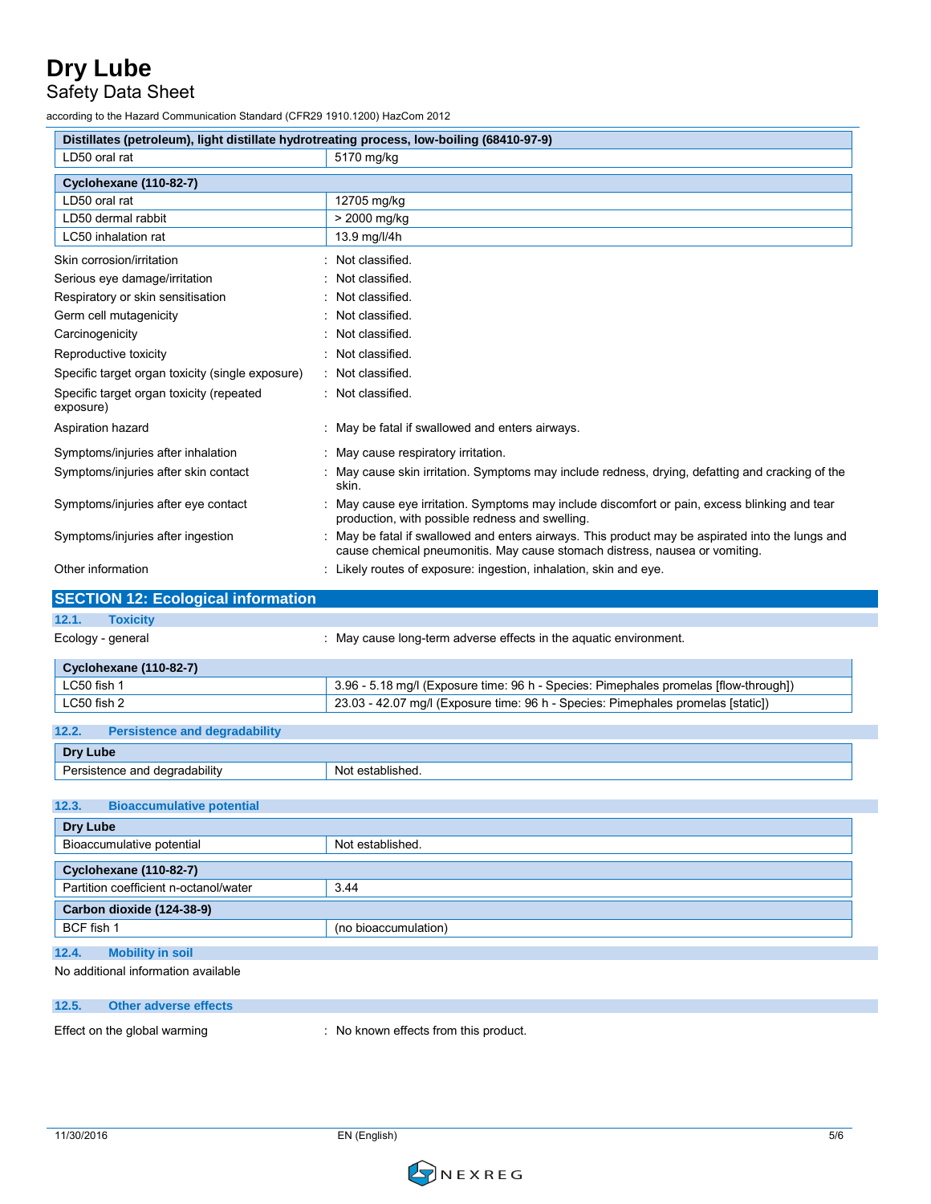| Distillates (petroleum), light distillate hydrotreating process, low-boiling (68410-97-9) | |
|---|---|
| LD50 oral rat | 5170 mg/kg |

| Cyclohexane (110-82-7) | |
|---|---|
| LD50 oral rat | 12705 mg/kg |
| LD50 dermal rabbit | > 2000 mg/kg |
| LC50 inhalation rat | 13.9 mg/l/4h |

Skin corrosion/irritation : Not classified.

Serious eye damage/irritation : Not classified.

Respiratory or skin sensitisation : Not classified.

Germ cell mutagenicity : Not classified.

Carcinogenicity : Not classified.

Reproductive toxicity : Not classified.

Specific target organ toxicity (single exposure) : Not classified.

Specific target organ toxicity (repeated exposure) : Not classified.

Aspiration hazard : May be fatal if swallowed and enters airways.

Symptoms/injuries after inhalation : May cause respiratory irritation.

Symptoms/injuries after skin contact : May cause skin irritation. Symptoms may include redness, drying, defatting and cracking of the skin.

Symptoms/injuries after eye contact : May cause eye irritation. Symptoms may include discomfort or pain, excess blinking and tear production, with possible redness and swelling.

Symptoms/injuries after ingestion : May be fatal if swallowed and enters airways. This product may be aspirated into the lungs and cause chemical pneumonitis. May cause stomach distress, nausea or vomiting.

Other information : Likely routes of exposure: ingestion, inhalation, skin and eye.

## SECTION 12: Ecological information

### 12.1. Toxicity

Ecology - general : May cause long-term adverse effects in the aquatic environment.

| Cyclohexane (110-82-7) | |
|---|---|
| LC50 fish 1 | 3.96 - 5.18 mg/l (Exposure time: 96 h - Species: Pimephales promelas [flow-through]) |
| LC50 fish 2 | 23.03 - 42.07 mg/l (Exposure time: 96 h - Species: Pimephales promelas [static]) |

### 12.2. Persistence and degradability

| Dry Lube | |
|---|---|
| Persistence and degradability | Not established. |

### 12.3. Bioaccumulative potential

| Dry Lube | |
|---|---|
| Bioaccumulative potential | Not established. |

| Cyclohexane (110-82-7) | |
|---|---|
| Partition coefficient n-octanol/water | 3.44 |

| Carbon dioxide (124-38-9) | |
|---|---|
| BCF fish 1 | (no bioaccumulation) |

### 12.4. Mobility in soil

No additional information available

### 12.5. Other adverse effects

Effect on the global warming : No known effects from this product.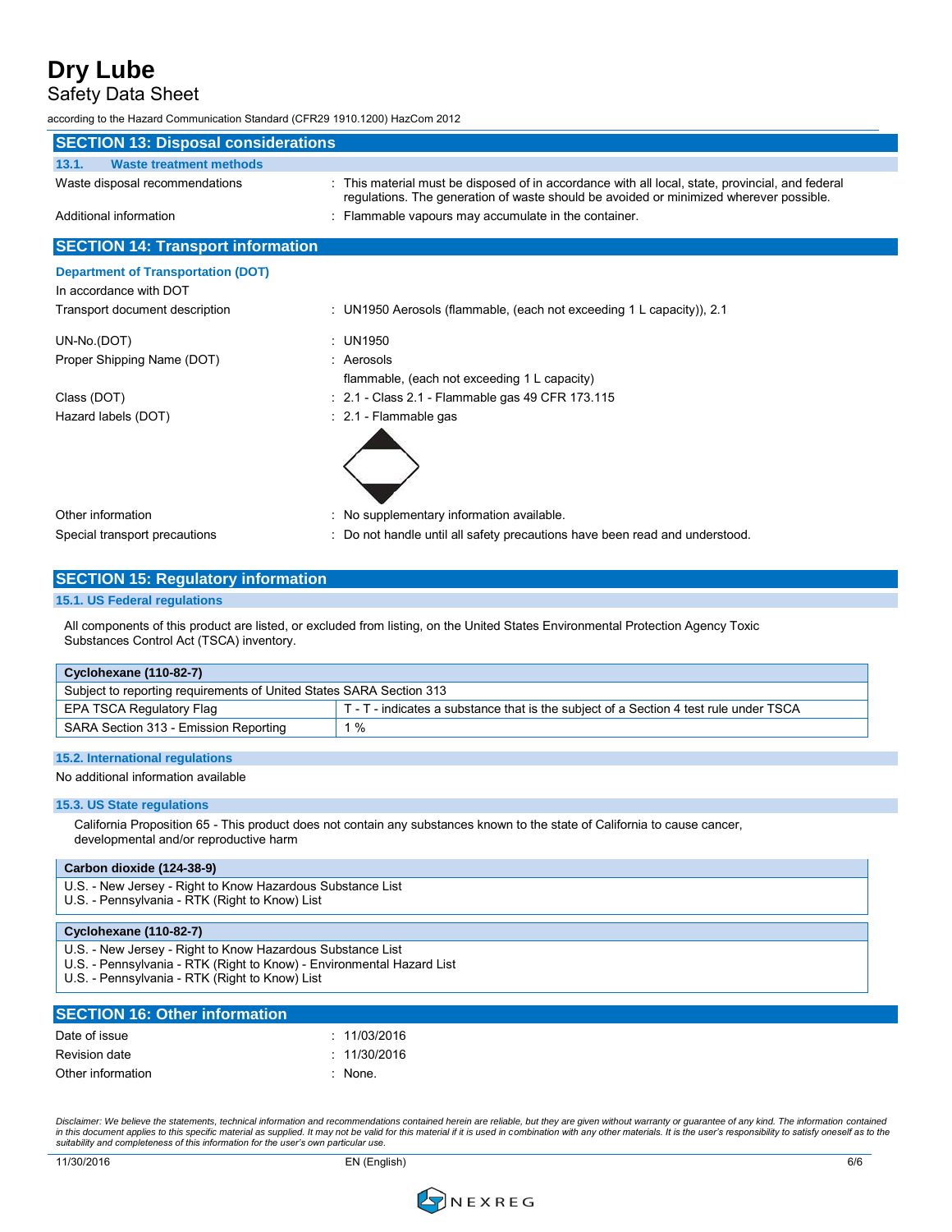## SECTION 13: Disposal considerations

### 13.1. Waste treatment methods

| | |
|---|---|
| Waste disposal recommendations | : This material must be disposed of in accordance with all local, state, provincial, and federal regulations. The generation of waste should be avoided or minimized wherever possible. |
| Additional information | : Flammable vapours may accumulate in the container. |

## SECTION 14: Transport information

### Department of Transportation (DOT)

In accordance with DOT

| | |
|---|---|
| Transport document description | : UN1950 Aerosols (flammable, (each not exceeding 1 L capacity)), 2.1 |
| UN-No.(DOT) | : UN1950 |
| Proper Shipping Name (DOT) | : Aerosols<br>flammable, (each not exceeding 1 L capacity) |
| Class (DOT) | : 2.1 - Class 2.1 - Flammable gas 49 CFR 173.115 |
| Hazard labels (DOT) | : 2.1 - Flammable gas |
| Other information | : No supplementary information available. |
| Special transport precautions | : Do not handle until all safety precautions have been read and understood. |

## SECTION 15: Regulatory information

### 15.1. US Federal regulations

All components of this product are listed, or excluded from listing, on the United States Environmental Protection Agency Toxic Substances Control Act (TSCA) inventory.

| Cyclohexane (110-82-7) | |
|---|---|
| Subject to reporting requirements of United States SARA Section 313 | |
| EPA TSCA Regulatory Flag | T - T - indicates a substance that is the subject of a Section 4 test rule under TSCA |
| SARA Section 313 - Emission Reporting | 1 % |

### 15.2. International regulations

No additional information available

### 15.3. US State regulations

California Proposition 65 - This product does not contain any substances known to the state of California to cause cancer, developmental and/or reproductive harm

| Carbon dioxide (124-38-9) |
|---|
| U.S. - New Jersey - Right to Know Hazardous Substance List<br>U.S. - Pennsylvania - RTK (Right to Know) List |

| Cyclohexane (110-82-7) |
|---|
| U.S. - New Jersey - Right to Know Hazardous Substance List<br>U.S. - Pennsylvania - RTK (Right to Know) - Environmental Hazard List<br>U.S. - Pennsylvania - RTK (Right to Know) List |

## SECTION 16: Other information

| | |
|---|---|
| Date of issue | : 11/03/2016 |
| Revision date | : 11/30/2016 |
| Other information | : None. |

*Disclaimer: We believe the statements, technical information and recommendations contained herein are reliable, but they are given without warranty or guarantee of any kind. The information contained in this document applies to this specific material as supplied. It may not be valid for this material if it is used in combination with any other materials. It is the user's responsibility to satisfy oneself as to the suitability and completeness of this information for the user's own particular use.*